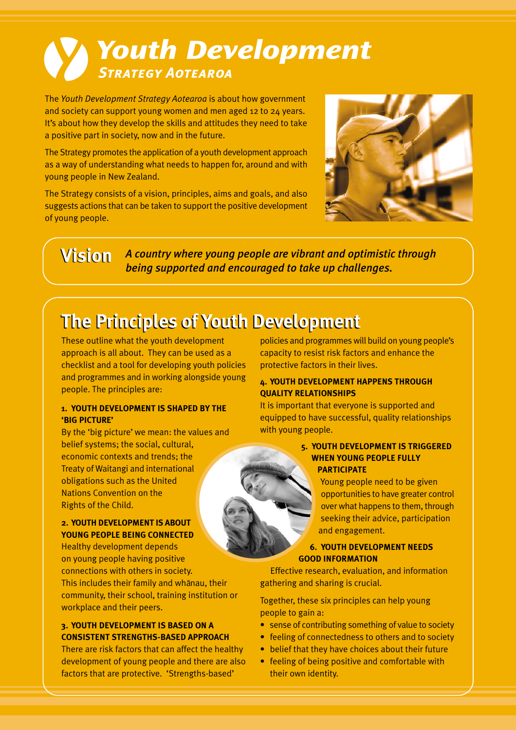# Youth Development

## Strategy Aotearoa

The *Youth Development Strategy Aotearoa* is about how government and society can support young women and men aged 12 to 24 years. It's about how they develop the skills and attitudes they need to take a positive part in society, now and in the future.

The Strategy promotes the application of a youth development approach as a way of understanding what needs to happen for, around and with young people in New Zealand.

The Strategy consists of a vision, principles, aims and goals, and also suggests actions that can be taken to support the positive development of young people.

**Vision** *A country where young people are vibrant and optimistic through being supported and encouraged to take up challenges.*

## The Principles of Youth Development

These outline what the youth development approach is all about. They can be used as a checklist and a tool for developing youth policies and programmes and in working alongside young people. The principles are:

**1. YOUTH DEVELOPMENT IS SHAPED BY THE 'BIG PICTURE'**

By the 'big picture' we mean: the values and belief systems; the social, cultural, economic contexts and trends; the Treaty of Waitangi and international obligations such as the United Nations Convention on the Rights of the Child.

**2. YOUTH DEVELOPMENT IS ABOUT YOUNG PEOPLE BEING CONNECTED**

Healthy development depends on young people having positive connections with others in society. This includes their family and whānau, their community, their school, training institution or workplace and their peers.

**3. YOUTH DEVELOPMENT IS BASED ON A CONSISTENT STRENGTHS-BASED APPROACH**

There are risk factors that can affect the healthy development of young people and there are also factors that are protective. 'Strengths-based' policies and programmes will build on young people's capacity to resist risk factors and enhance the protective factors in their lives.

**4. YOUTH DEVELOPMENT HAPPENS THROUGH QUALITY RELATIONSHIPS**

It is important that everyone is supported and equipped to have successful, quality relationships with young people.

**5. YOUTH DEVELOPMENT IS TRIGGERED WHEN YOUNG PEOPLE FULLY PARTICIPATE**

Young people need to be given opportunities to have greater control over what happens to them, through seeking their advice, participation and engagement.

**6. YOUTH DEVELOPMENT NEEDS GOOD INFORMATION**

Effective research, evaluation, and information gathering and sharing is crucial.

Together, these six principles can help young people to gain a:

- sense of contributing something of value to society
- feeling of connectedness to others and to society
- belief that they have choices about their future
- feeling of being positive and comfortable with their own identity.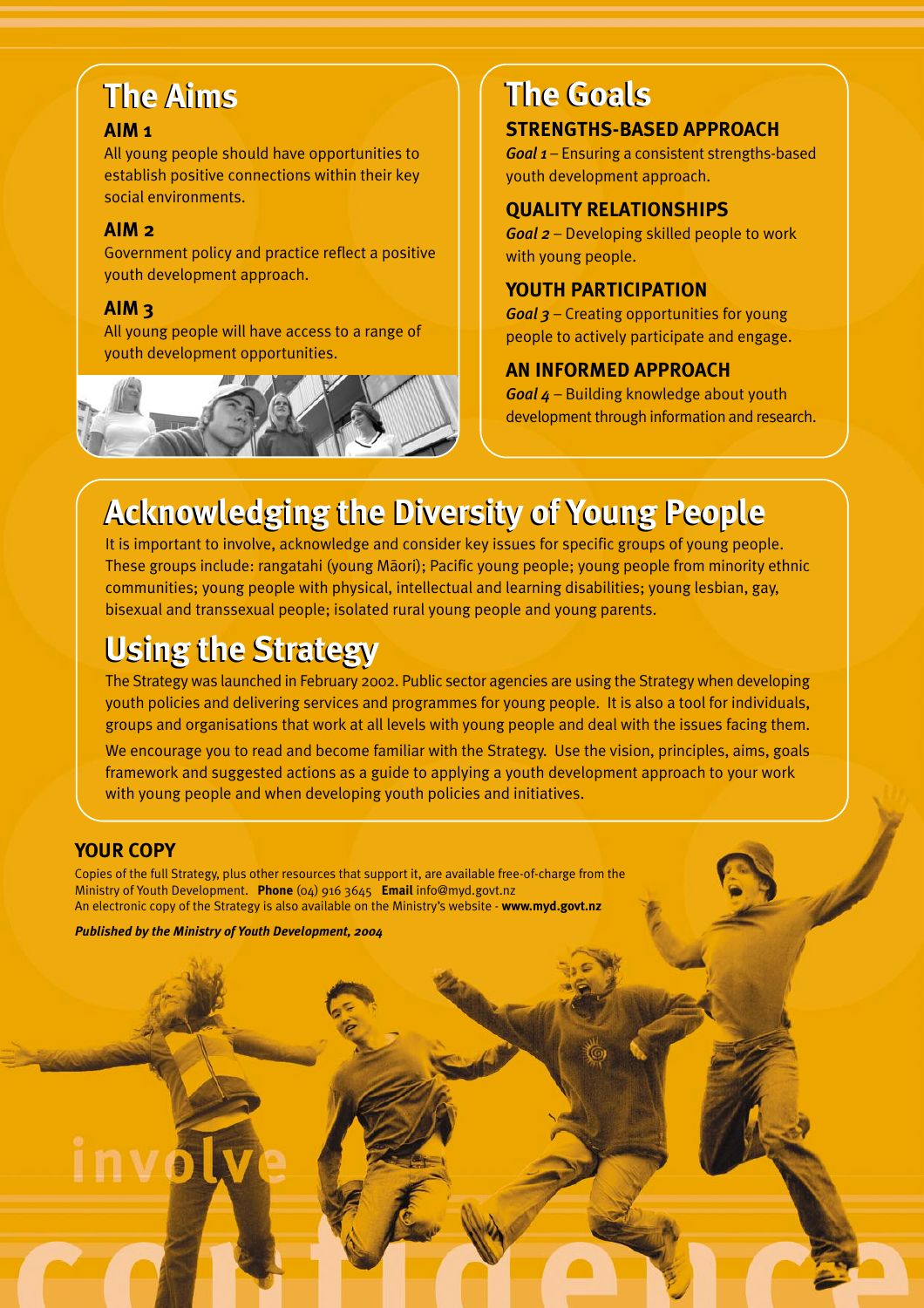## The Aims

### AIM 1

All young people should have opportunities to establish positive connections within their key social environments.

### AIM 2

Government policy and practice reflect a positive youth development approach.

### AIM 3

All young people will have access to a range of youth development opportunities.

## The Goals

### STRENGTHS-BASED APPROACH

*Goal 1* – Ensuring a consistent strengths-based youth development approach.

### QUALITY RELATIONSHIPS

*Goal 2* – Developing skilled people to work with young people.

### YOUTH PARTICIPATION

*Goal 3* – Creating opportunities for young people to actively participate and engage.

### AN INFORMED APPROACH

*Goal 4* – Building knowledge about youth development through information and research.

## Acknowledging the Diversity of Young People

It is important to involve, acknowledge and consider key issues for specific groups of young people. These groups include: rangatahi (young Māori); Pacific young people; young people from minority ethnic communities; young people with physical, intellectual and learning disabilities; young lesbian, gay, bisexual and transsexual people; isolated rural young people and young parents.

## Using the Strategy

The Strategy was launched in February 2002. Public sector agencies are using the Strategy when developing youth policies and delivering services and programmes for young people. It is also a tool for individuals, groups and organisations that work at all levels with young people and deal with the issues facing them.

We encourage you to read and become familiar with the Strategy. Use the vision, principles, aims, goals framework and suggested actions as a guide to applying a youth development approach to your work with young people and when developing youth policies and initiatives.

### YOUR COPY

Copies of the full Strategy, plus other resources that support it, are available free-of-charge from the Ministry of Youth Development. **Phone** (04) 916 3645 **Email** info@myd.govt.nz
An electronic copy of the Strategy is also available on the Ministry's website - **www.myd.govt.nz**

***Published by the Ministry of Youth Development, 2004***

involve

confidence